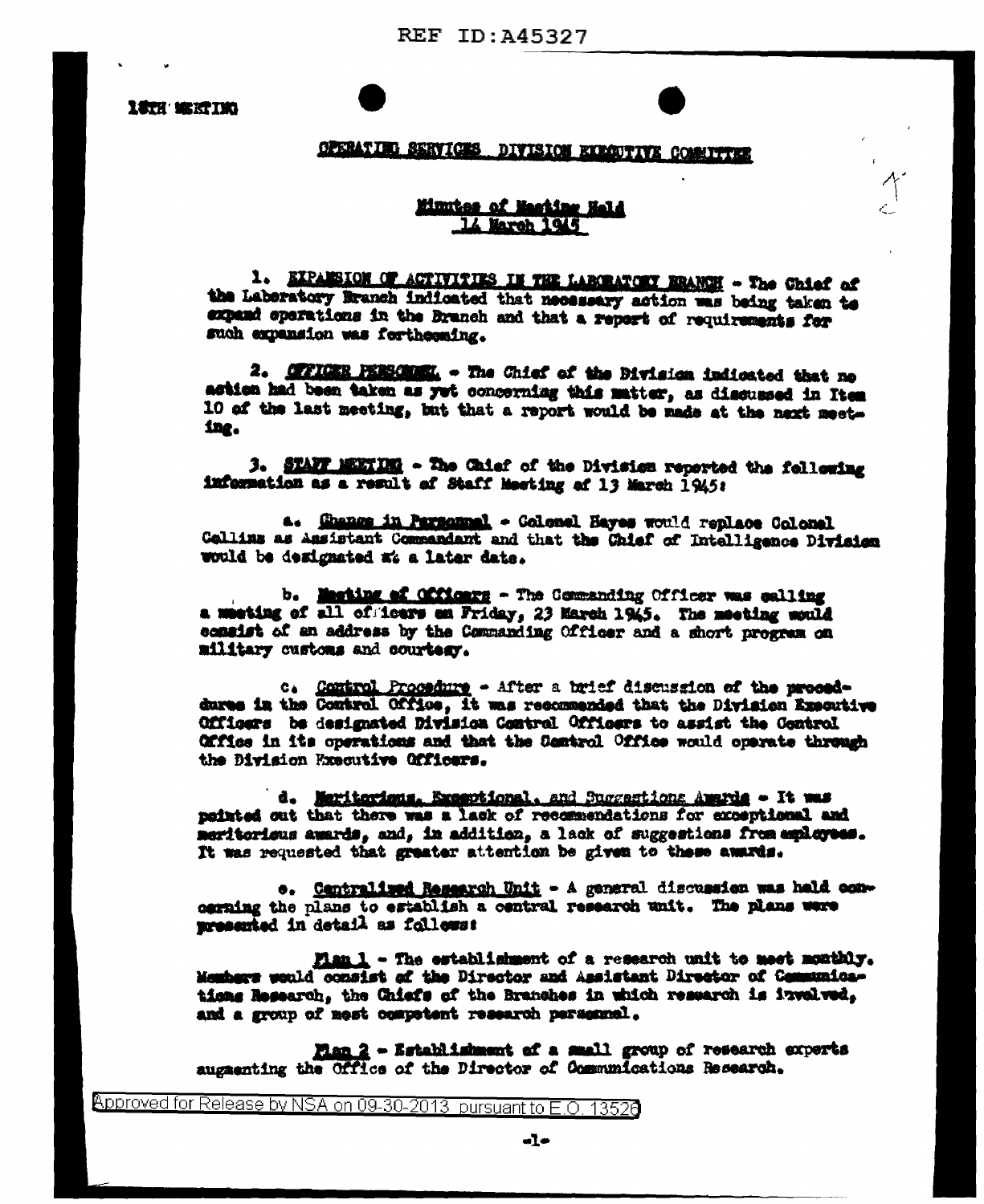18TH MEETING

OPERATING SERVICES DIVISION EXECUTIVE COMMITTEE

Minutes of Meeting Held
14 March 1945

1. EXPANSION OF ACTIVITIES IN THE LABORATORY BRANCH - The Chief of the Laboratory Branch indicated that necessary action was being taken to expand operations in the Branch and that a report of requirements for such expansion was forthcoming.

2. OFFICER PERSONNEL - The Chief of the Division indicated that no action had been taken as yet concerning this matter, as discussed in Item 10 of the last meeting, but that a report would be made at the next meeting.

3. STAFF MEETING - The Chief of the Division reported the following information as a result of Staff Meeting of 13 March 1945:

a. Change in Personnel - Colonel Hayes would replace Colonel Collins as Assistant Commandant and that the Chief of Intelligence Division would be designated at a later date.

b. Meeting of Officers - The Commanding Officer was calling a meeting of all officers on Friday, 23 March 1945. The meeting would consist of an address by the Commanding Officer and a short program on military customs and courtesy.

c. Control Procedure - After a brief discussion of the procedures in the Control Office, it was recommended that the Division Executive Officers be designated Division Control Officers to assist the Control Office in its operations and that the Control Office would operate through the Division Executive Officers.

d. Meritorious, Exceptional, and Suggestions Awards - It was pointed out that there was a lack of recommendations for exceptional and meritorious awards, and, in addition, a lack of suggestions from employees. It was requested that greater attention be given to these awards.

e. Centralized Research Unit - A general discussion was held concerning the plans to establish a central research unit. The plans were presented in detail as follows:

Plan 1 - The establishment of a research unit to meet monthly. Members would consist of the Director and Assistant Director of Communications Research, the Chiefs of the Branches in which research is involved, and a group of most competent research personnel.

Plan 2 - Establishment of a small group of research experts augmenting the Office of the Director of Communications Research.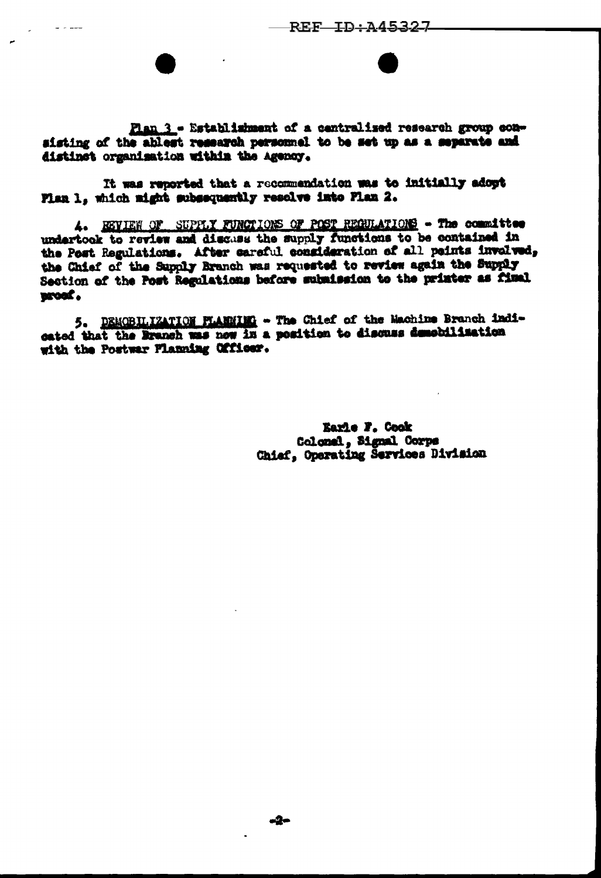Plan 3 - Establishment of a centralized research group consisting of the ablest research personnel to be set up as a separate and distinct organization within the Agency.

It was reported that a recommendation was to initially adopt Plan 1, which might subsequently resolve into Plan 2.

4. REVIEW OF SUPPLY FUNCTIONS OF POST REGULATIONS - The committee undertook to review and discuss the supply functions to be contained in the Post Regulations. After careful consideration of all points involved, the Chief of the Supply Branch was requested to review again the Supply Section of the Post Regulations before submission to the printer as final proof.

5. DEMOBILIZATION PLANNING - The Chief of the Machine Branch indicated that the Branch was now in a position to discuss demobilization with the Postwar Planning Officer.

Earle F. Cook
Colonel, Signal Corps
Chief, Operating Services Division